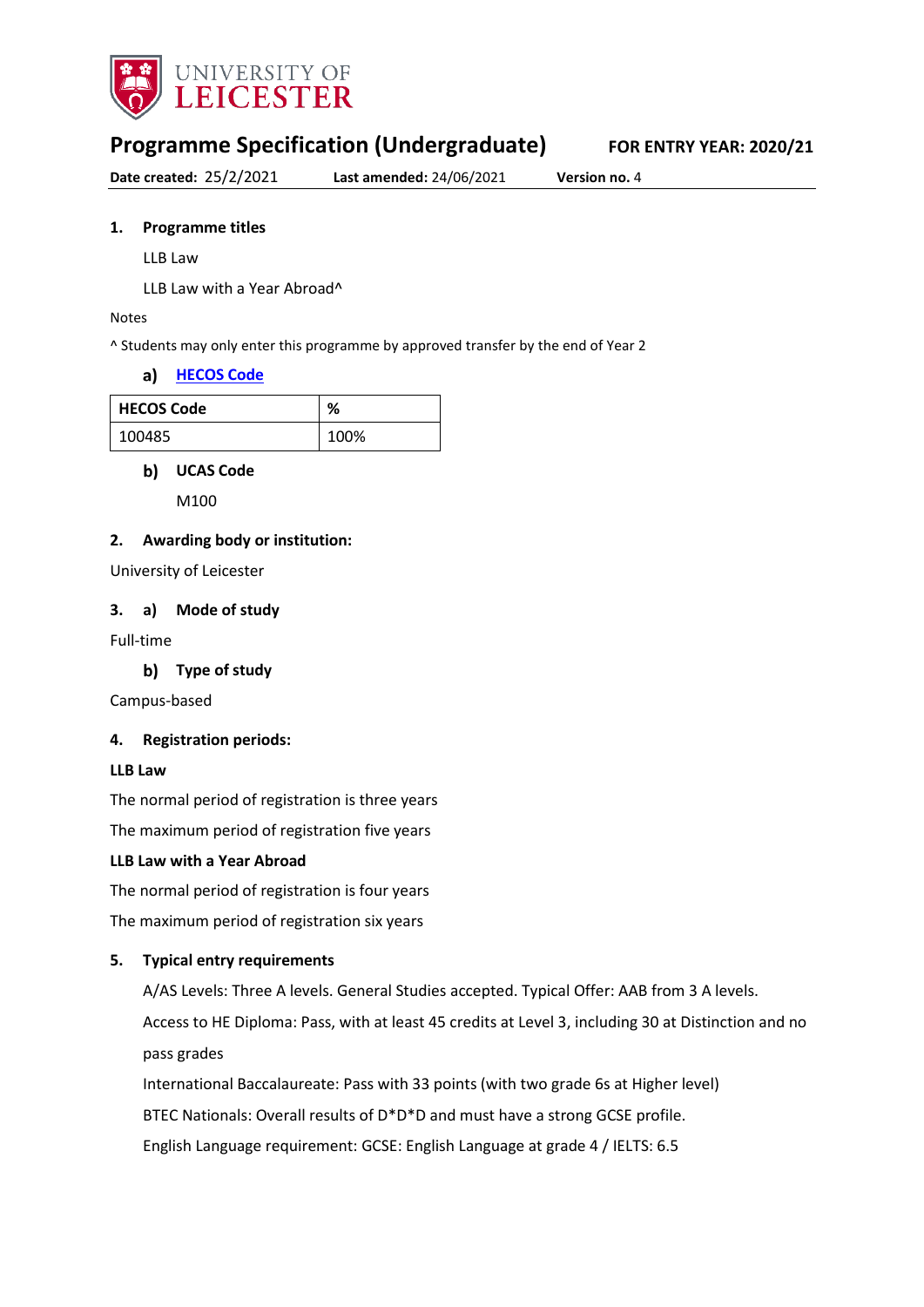UNIVERSITY OF LEICESTER

# Programme Specification (Undergraduate)

**FOR ENTRY YEAR: 2020/21**

**Date created:** 25/2/2021 **Last amended:** 24/06/2021 **Version no.** 4

## 1. Programme titles

LLB Law

LLB Law with a Year Abroad^

Notes

^ Students may only enter this programme by approved transfer by the end of Year 2

### a) HECOS Code

| HECOS Code | % |
|---|---|
| 100485 | 100% |

### b) UCAS Code

M100

## 2. Awarding body or institution:

University of Leicester

## 3. a) Mode of study

Full-time

### b) Type of study

Campus-based

## 4. Registration periods:

**LLB Law**

The normal period of registration is three years

The maximum period of registration five years

**LLB Law with a Year Abroad**

The normal period of registration is four years

The maximum period of registration six years

## 5. Typical entry requirements

A/AS Levels: Three A levels. General Studies accepted. Typical Offer: AAB from 3 A levels.

Access to HE Diploma: Pass, with at least 45 credits at Level 3, including 30 at Distinction and no pass grades

International Baccalaureate: Pass with 33 points (with two grade 6s at Higher level)

BTEC Nationals: Overall results of D*D*D and must have a strong GCSE profile.

English Language requirement: GCSE: English Language at grade 4 / IELTS: 6.5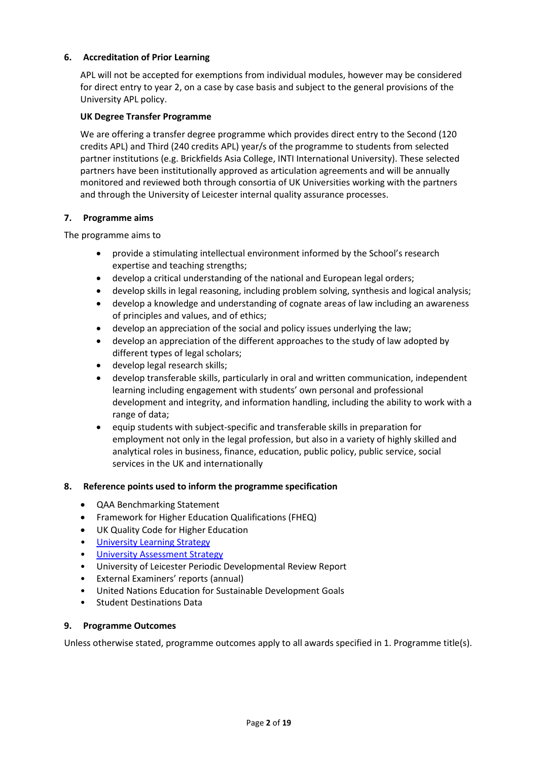## 6. Accreditation of Prior Learning

APL will not be accepted for exemptions from individual modules, however may be considered for direct entry to year 2, on a case by case basis and subject to the general provisions of the University APL policy.

### UK Degree Transfer Programme

We are offering a transfer degree programme which provides direct entry to the Second (120 credits APL) and Third (240 credits APL) year/s of the programme to students from selected partner institutions (e.g. Brickfields Asia College, INTI International University). These selected partners have been institutionally approved as articulation agreements and will be annually monitored and reviewed both through consortia of UK Universities working with the partners and through the University of Leicester internal quality assurance processes.

## 7. Programme aims

The programme aims to

- provide a stimulating intellectual environment informed by the School's research expertise and teaching strengths;
- develop a critical understanding of the national and European legal orders;
- develop skills in legal reasoning, including problem solving, synthesis and logical analysis;
- develop a knowledge and understanding of cognate areas of law including an awareness of principles and values, and of ethics;
- develop an appreciation of the social and policy issues underlying the law;
- develop an appreciation of the different approaches to the study of law adopted by different types of legal scholars;
- develop legal research skills;
- develop transferable skills, particularly in oral and written communication, independent learning including engagement with students' own personal and professional development and integrity, and information handling, including the ability to work with a range of data;
- equip students with subject-specific and transferable skills in preparation for employment not only in the legal profession, but also in a variety of highly skilled and analytical roles in business, finance, education, public policy, public service, social services in the UK and internationally

## 8. Reference points used to inform the programme specification

- QAA Benchmarking Statement
- Framework for Higher Education Qualifications (FHEQ)
- UK Quality Code for Higher Education
- University Learning Strategy
- University Assessment Strategy
- University of Leicester Periodic Developmental Review Report
- External Examiners' reports (annual)
- United Nations Education for Sustainable Development Goals
- Student Destinations Data

## 9. Programme Outcomes

Unless otherwise stated, programme outcomes apply to all awards specified in 1. Programme title(s).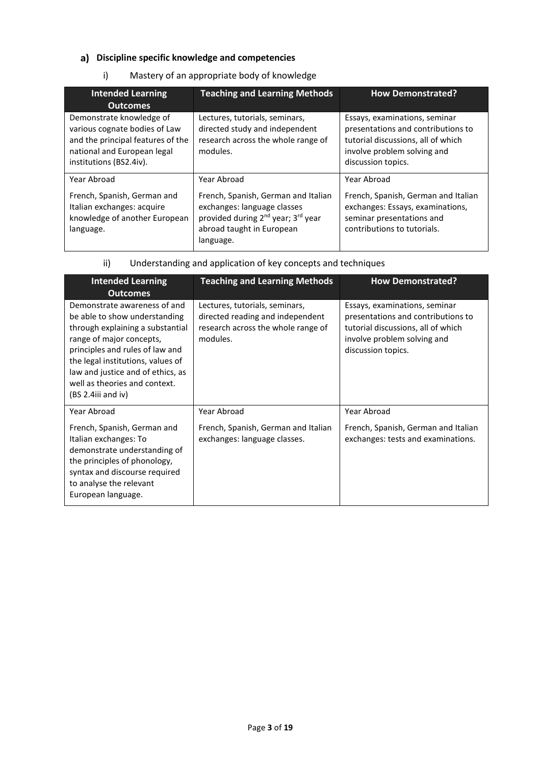## a) Discipline specific knowledge and competencies

### i) Mastery of an appropriate body of knowledge

| Intended Learning Outcomes | Teaching and Learning Methods | How Demonstrated? |
|---|---|---|
| Demonstrate knowledge of various cognate bodies of Law and the principal features of the national and European legal institutions (BS2.4iv). | Lectures, tutorials, seminars, directed study and independent research across the whole range of modules. | Essays, examinations, seminar presentations and contributions to tutorial discussions, all of which involve problem solving and discussion topics. |
| Year Abroad<br><br>French, Spanish, German and Italian exchanges: acquire knowledge of another European language. | Year Abroad<br><br>French, Spanish, German and Italian exchanges: language classes provided during 2nd year; 3rd year abroad taught in European language. | Year Abroad<br><br>French, Spanish, German and Italian exchanges: Essays, examinations, seminar presentations and contributions to tutorials. |

### ii) Understanding and application of key concepts and techniques

| Intended Learning Outcomes | Teaching and Learning Methods | How Demonstrated? |
|---|---|---|
| Demonstrate awareness of and be able to show understanding through explaining a substantial range of major concepts, principles and rules of law and the legal institutions, values of law and justice and of ethics, as well as theories and context. (BS 2.4iii and iv) | Lectures, tutorials, seminars, directed reading and independent research across the whole range of modules. | Essays, examinations, seminar presentations and contributions to tutorial discussions, all of which involve problem solving and discussion topics. |
| Year Abroad<br><br>French, Spanish, German and Italian exchanges: To demonstrate understanding of the principles of phonology, syntax and discourse required to analyse the relevant European language. | Year Abroad<br><br>French, Spanish, German and Italian exchanges: language classes. | Year Abroad<br><br>French, Spanish, German and Italian exchanges: tests and examinations. |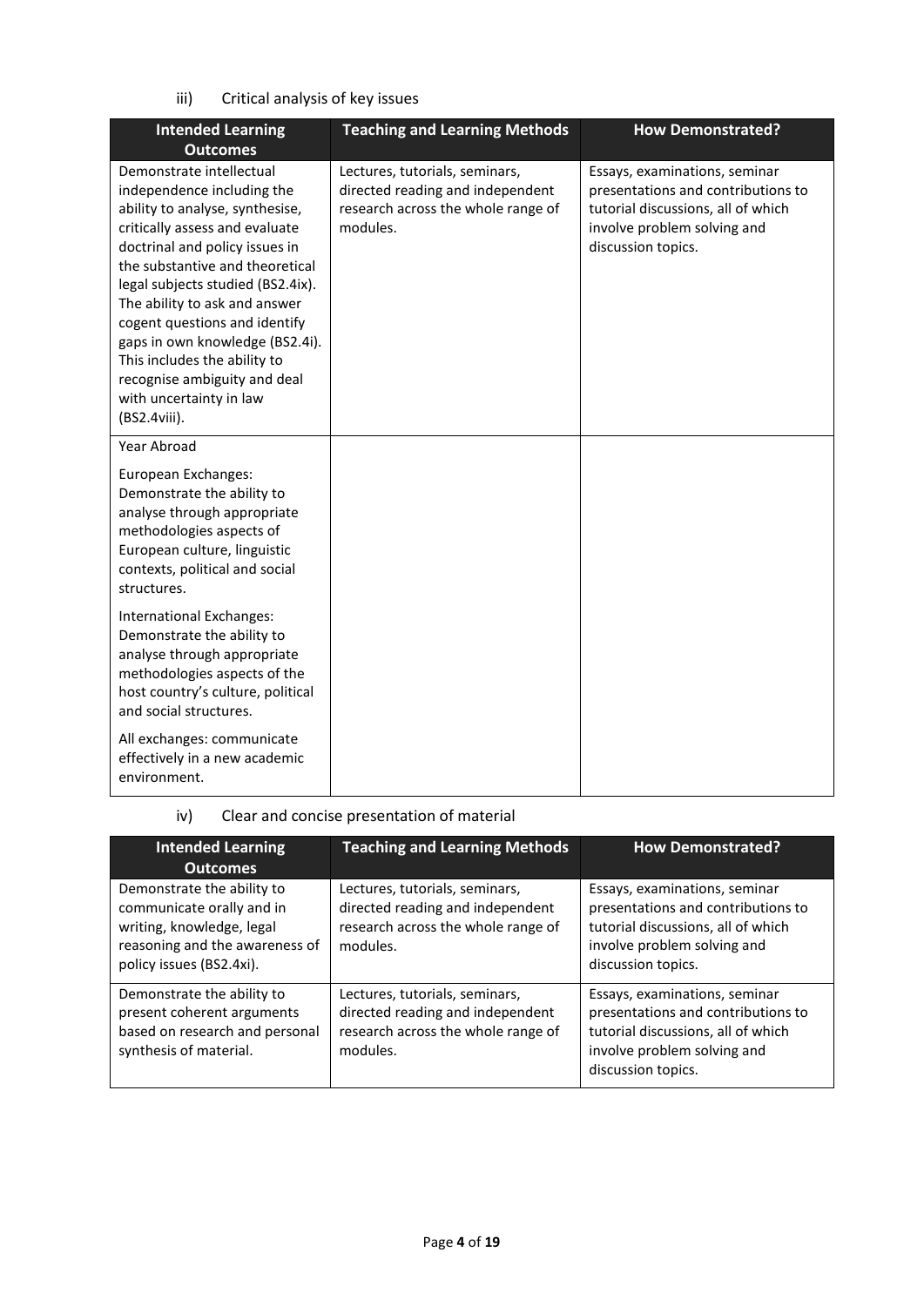iii) Critical analysis of key issues

| Intended Learning Outcomes | Teaching and Learning Methods | How Demonstrated? |
| --- | --- | --- |
| Demonstrate intellectual independence including the ability to analyse, synthesise, critically assess and evaluate doctrinal and policy issues in the substantive and theoretical legal subjects studied (BS2.4ix). The ability to ask and answer cogent questions and identify gaps in own knowledge (BS2.4i). This includes the ability to recognise ambiguity and deal with uncertainty in law (BS2.4viii). | Lectures, tutorials, seminars, directed reading and independent research across the whole range of modules. | Essays, examinations, seminar presentations and contributions to tutorial discussions, all of which involve problem solving and discussion topics. |
| Year Abroad<br><br>European Exchanges: Demonstrate the ability to analyse through appropriate methodologies aspects of European culture, linguistic contexts, political and social structures.<br><br>International Exchanges: Demonstrate the ability to analyse through appropriate methodologies aspects of the host country's culture, political and social structures.<br><br>All exchanges: communicate effectively in a new academic environment. | | |

iv) Clear and concise presentation of material

| Intended Learning Outcomes | Teaching and Learning Methods | How Demonstrated? |
| --- | --- | --- |
| Demonstrate the ability to communicate orally and in writing, knowledge, legal reasoning and the awareness of policy issues (BS2.4xi). | Lectures, tutorials, seminars, directed reading and independent research across the whole range of modules. | Essays, examinations, seminar presentations and contributions to tutorial discussions, all of which involve problem solving and discussion topics. |
| Demonstrate the ability to present coherent arguments based on research and personal synthesis of material. | Lectures, tutorials, seminars, directed reading and independent research across the whole range of modules. | Essays, examinations, seminar presentations and contributions to tutorial discussions, all of which involve problem solving and discussion topics. |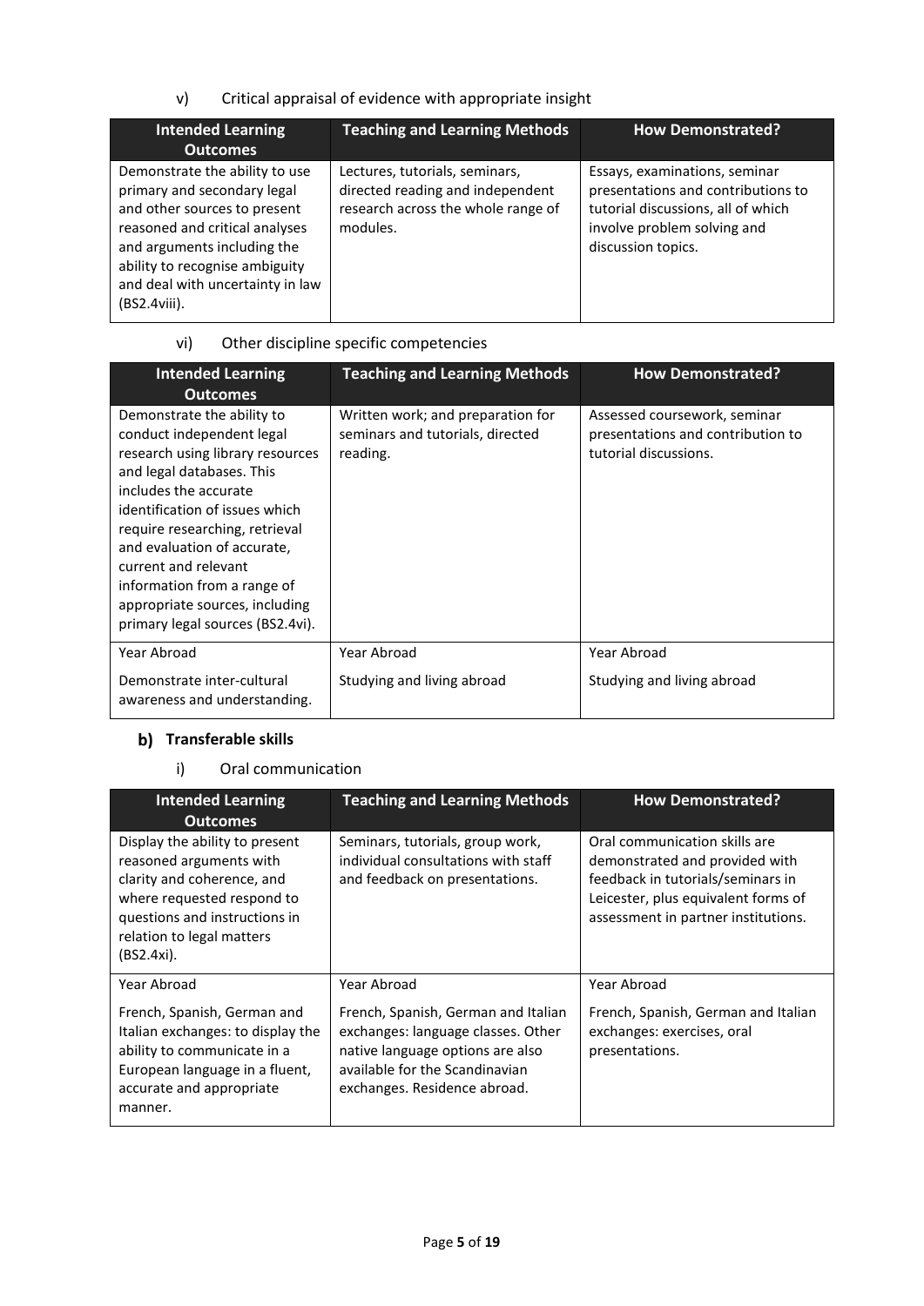v) Critical appraisal of evidence with appropriate insight

| Intended Learning Outcomes | Teaching and Learning Methods | How Demonstrated? |
|---|---|---|
| Demonstrate the ability to use primary and secondary legal and other sources to present reasoned and critical analyses and arguments including the ability to recognise ambiguity and deal with uncertainty in law (BS2.4viii). | Lectures, tutorials, seminars, directed reading and independent research across the whole range of modules. | Essays, examinations, seminar presentations and contributions to tutorial discussions, all of which involve problem solving and discussion topics. |

vi) Other discipline specific competencies

| Intended Learning Outcomes | Teaching and Learning Methods | How Demonstrated? |
|---|---|---|
| Demonstrate the ability to conduct independent legal research using library resources and legal databases. This includes the accurate identification of issues which require researching, retrieval and evaluation of accurate, current and relevant information from a range of appropriate sources, including primary legal sources (BS2.4vi). | Written work; and preparation for seminars and tutorials, directed reading. | Assessed coursework, seminar presentations and contribution to tutorial discussions. |
| Year Abroad<br><br>Demonstrate inter-cultural awareness and understanding. | Year Abroad<br><br>Studying and living abroad | Year Abroad<br><br>Studying and living abroad |

## b) Transferable skills

i) Oral communication

| Intended Learning Outcomes | Teaching and Learning Methods | How Demonstrated? |
|---|---|---|
| Display the ability to present reasoned arguments with clarity and coherence, and where requested respond to questions and instructions in relation to legal matters (BS2.4xi). | Seminars, tutorials, group work, individual consultations with staff and feedback on presentations. | Oral communication skills are demonstrated and provided with feedback in tutorials/seminars in Leicester, plus equivalent forms of assessment in partner institutions. |
| Year Abroad<br><br>French, Spanish, German and Italian exchanges: to display the ability to communicate in a European language in a fluent, accurate and appropriate manner. | Year Abroad<br><br>French, Spanish, German and Italian exchanges: language classes. Other native language options are also available for the Scandinavian exchanges. Residence abroad. | Year Abroad<br><br>French, Spanish, German and Italian exchanges: exercises, oral presentations. |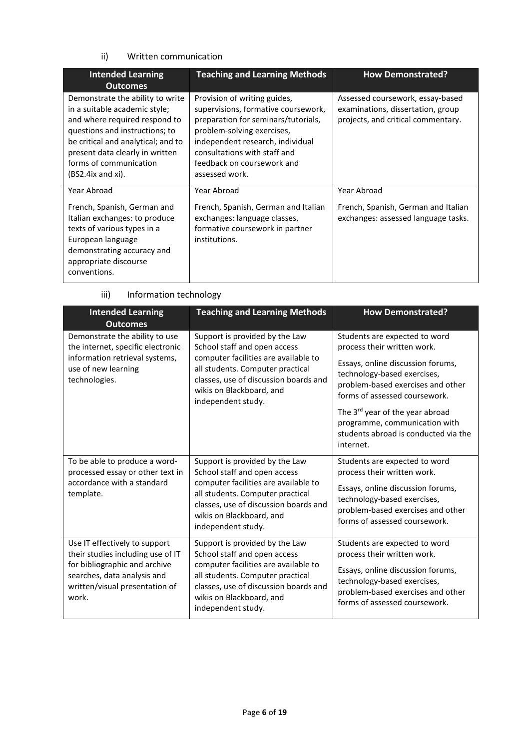ii) Written communication

| Intended Learning Outcomes | Teaching and Learning Methods | How Demonstrated? |
|---|---|---|
| Demonstrate the ability to write in a suitable academic style; and where required respond to questions and instructions; to be critical and analytical; and to present data clearly in written forms of communication (BS2.4ix and xi). | Provision of writing guides, supervisions, formative coursework, preparation for seminars/tutorials, problem-solving exercises, independent research, individual consultations with staff and feedback on coursework and assessed work. | Assessed coursework, essay-based examinations, dissertation, group projects, and critical commentary. |
| Year Abroad<br><br>French, Spanish, German and Italian exchanges: to produce texts of various types in a European language demonstrating accuracy and appropriate discourse conventions. | Year Abroad<br><br>French, Spanish, German and Italian exchanges: language classes, formative coursework in partner institutions. | Year Abroad<br><br>French, Spanish, German and Italian exchanges: assessed language tasks. |

iii) Information technology

| Intended Learning Outcomes | Teaching and Learning Methods | How Demonstrated? |
|---|---|---|
| Demonstrate the ability to use the internet, specific electronic information retrieval systems, use of new learning technologies. | Support is provided by the Law School staff and open access computer facilities are available to all students. Computer practical classes, use of discussion boards and wikis on Blackboard, and independent study. | Students are expected to word process their written work.<br><br>Essays, online discussion forums, technology-based exercises, problem-based exercises and other forms of assessed coursework.<br><br>The 3rd year of the year abroad programme, communication with students abroad is conducted via the internet. |
| To be able to produce a word-processed essay or other text in accordance with a standard template. | Support is provided by the Law School staff and open access computer facilities are available to all students. Computer practical classes, use of discussion boards and wikis on Blackboard, and independent study. | Students are expected to word process their written work.<br><br>Essays, online discussion forums, technology-based exercises, problem-based exercises and other forms of assessed coursework. |
| Use IT effectively to support their studies including use of IT for bibliographic and archive searches, data analysis and written/visual presentation of work. | Support is provided by the Law School staff and open access computer facilities are available to all students. Computer practical classes, use of discussion boards and wikis on Blackboard, and independent study. | Students are expected to word process their written work.<br><br>Essays, online discussion forums, technology-based exercises, problem-based exercises and other forms of assessed coursework. |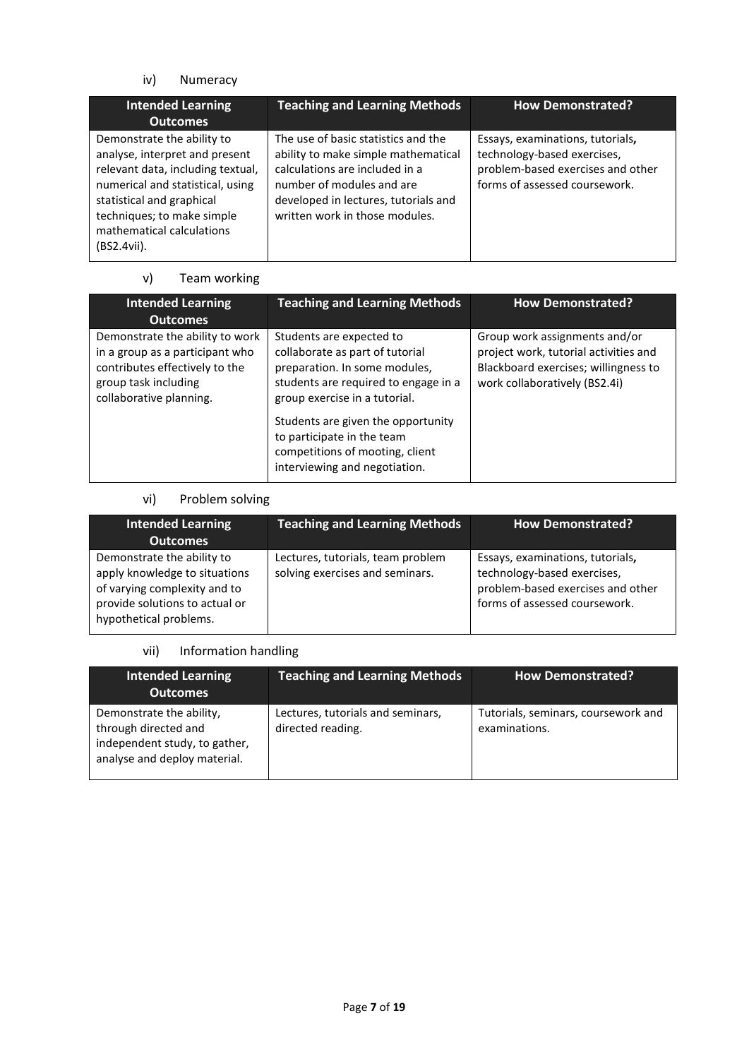iv) Numeracy

| Intended Learning Outcomes | Teaching and Learning Methods | How Demonstrated? |
| --- | --- | --- |
| Demonstrate the ability to analyse, interpret and present relevant data, including textual, numerical and statistical, using statistical and graphical techniques; to make simple mathematical calculations (BS2.4vii). | The use of basic statistics and the ability to make simple mathematical calculations are included in a number of modules and are developed in lectures, tutorials and written work in those modules. | Essays, examinations, tutorials, technology-based exercises, problem-based exercises and other forms of assessed coursework. |

v) Team working

| Intended Learning Outcomes | Teaching and Learning Methods | How Demonstrated? |
| --- | --- | --- |
| Demonstrate the ability to work in a group as a participant who contributes effectively to the group task including collaborative planning. | Students are expected to collaborate as part of tutorial preparation. In some modules, students are required to engage in a group exercise in a tutorial.<br><br>Students are given the opportunity to participate in the team competitions of mooting, client interviewing and negotiation. | Group work assignments and/or project work, tutorial activities and Blackboard exercises; willingness to work collaboratively (BS2.4i) |

vi) Problem solving

| Intended Learning Outcomes | Teaching and Learning Methods | How Demonstrated? |
| --- | --- | --- |
| Demonstrate the ability to apply knowledge to situations of varying complexity and to provide solutions to actual or hypothetical problems. | Lectures, tutorials, team problem solving exercises and seminars. | Essays, examinations, tutorials, technology-based exercises, problem-based exercises and other forms of assessed coursework. |

vii) Information handling

| Intended Learning Outcomes | Teaching and Learning Methods | How Demonstrated? |
| --- | --- | --- |
| Demonstrate the ability, through directed and independent study, to gather, analyse and deploy material. | Lectures, tutorials and seminars, directed reading. | Tutorials, seminars, coursework and examinations. |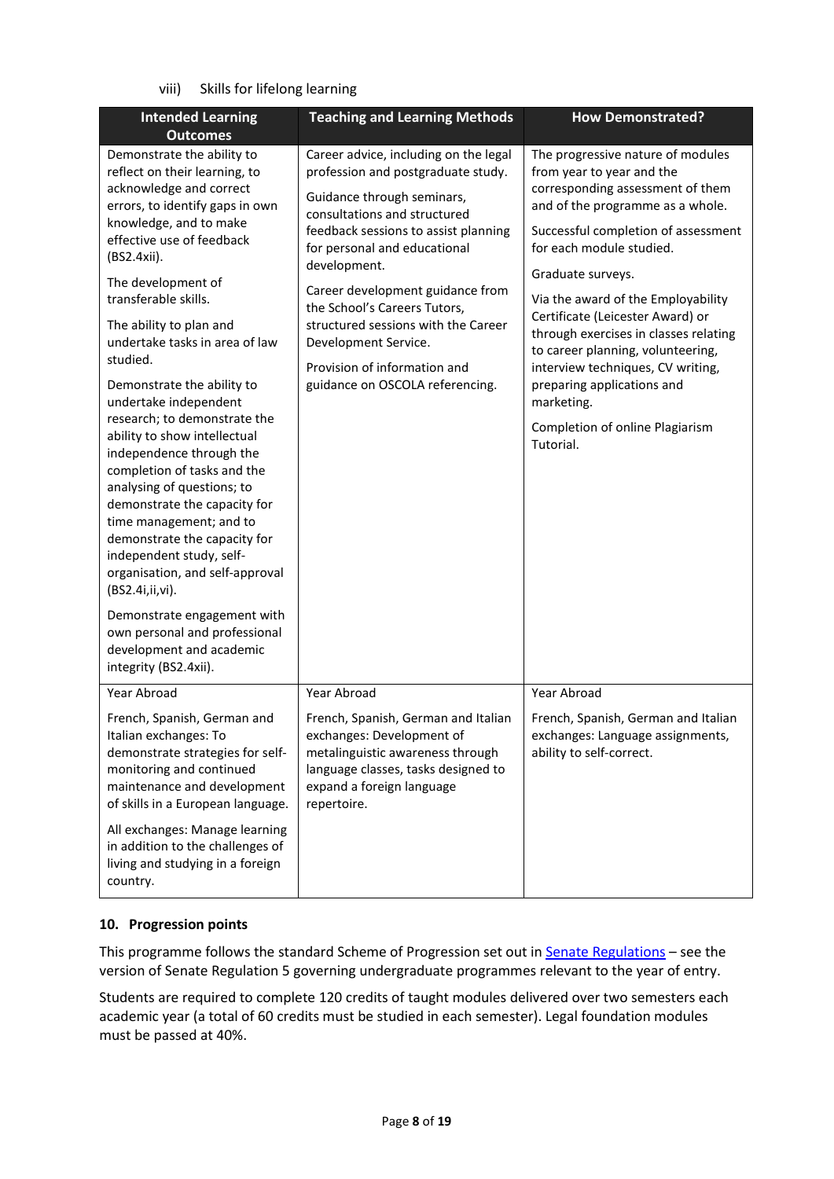viii) Skills for lifelong learning

| Intended Learning Outcomes | Teaching and Learning Methods | How Demonstrated? |
|---|---|---|
| Demonstrate the ability to reflect on their learning, to acknowledge and correct errors, to identify gaps in own knowledge, and to make effective use of feedback (BS2.4xii).<br><br>The development of transferable skills.<br><br>The ability to plan and undertake tasks in area of law studied.<br><br>Demonstrate the ability to undertake independent research; to demonstrate the ability to show intellectual independence through the completion of tasks and the analysing of questions; to demonstrate the capacity for time management; and to demonstrate the capacity for independent study, self-organisation, and self-approval (BS2.4i,ii,vi).<br><br>Demonstrate engagement with own personal and professional development and academic integrity (BS2.4xii). | Career advice, including on the legal profession and postgraduate study.<br><br>Guidance through seminars, consultations and structured feedback sessions to assist planning for personal and educational development.<br><br>Career development guidance from the School's Careers Tutors, structured sessions with the Career Development Service.<br><br>Provision of information and guidance on OSCOLA referencing. | The progressive nature of modules from year to year and the corresponding assessment of them and of the programme as a whole.<br><br>Successful completion of assessment for each module studied.<br><br>Graduate surveys.<br><br>Via the award of the Employability Certificate (Leicester Award) or through exercises in classes relating to career planning, volunteering, interview techniques, CV writing, preparing applications and marketing.<br><br>Completion of online Plagiarism Tutorial. |
| Year Abroad<br><br>French, Spanish, German and Italian exchanges: To demonstrate strategies for self-monitoring and continued maintenance and development of skills in a European language.<br><br>All exchanges: Manage learning in addition to the challenges of living and studying in a foreign country. | Year Abroad<br><br>French, Spanish, German and Italian exchanges: Development of metalinguistic awareness through language classes, tasks designed to expand a foreign language repertoire. | Year Abroad<br><br>French, Spanish, German and Italian exchanges: Language assignments, ability to self-correct. |

## 10. Progression points

This programme follows the standard Scheme of Progression set out in Senate Regulations – see the version of Senate Regulation 5 governing undergraduate programmes relevant to the year of entry.

Students are required to complete 120 credits of taught modules delivered over two semesters each academic year (a total of 60 credits must be studied in each semester). Legal foundation modules must be passed at 40%.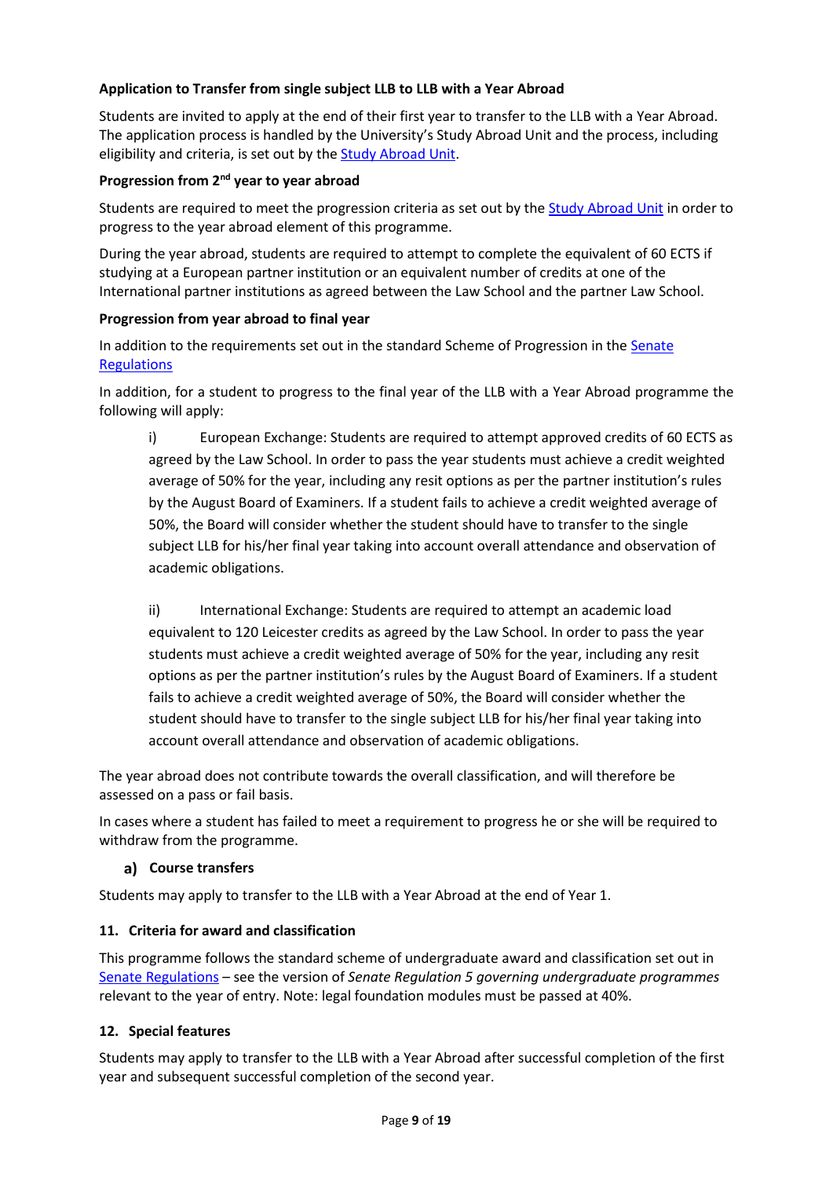**Application to Transfer from single subject LLB to LLB with a Year Abroad**

Students are invited to apply at the end of their first year to transfer to the LLB with a Year Abroad. The application process is handled by the University's Study Abroad Unit and the process, including eligibility and criteria, is set out by the Study Abroad Unit.

**Progression from 2nd year to year abroad**

Students are required to meet the progression criteria as set out by the Study Abroad Unit in order to progress to the year abroad element of this programme.

During the year abroad, students are required to attempt to complete the equivalent of 60 ECTS if studying at a European partner institution or an equivalent number of credits at one of the International partner institutions as agreed between the Law School and the partner Law School.

**Progression from year abroad to final year**

In addition to the requirements set out in the standard Scheme of Progression in the Senate Regulations

In addition, for a student to progress to the final year of the LLB with a Year Abroad programme the following will apply:

i) European Exchange: Students are required to attempt approved credits of 60 ECTS as agreed by the Law School. In order to pass the year students must achieve a credit weighted average of 50% for the year, including any resit options as per the partner institution's rules by the August Board of Examiners. If a student fails to achieve a credit weighted average of 50%, the Board will consider whether the student should have to transfer to the single subject LLB for his/her final year taking into account overall attendance and observation of academic obligations.

ii) International Exchange: Students are required to attempt an academic load equivalent to 120 Leicester credits as agreed by the Law School. In order to pass the year students must achieve a credit weighted average of 50% for the year, including any resit options as per the partner institution's rules by the August Board of Examiners. If a student fails to achieve a credit weighted average of 50%, the Board will consider whether the student should have to transfer to the single subject LLB for his/her final year taking into account overall attendance and observation of academic obligations.

The year abroad does not contribute towards the overall classification, and will therefore be assessed on a pass or fail basis.

In cases where a student has failed to meet a requirement to progress he or she will be required to withdraw from the programme.

**a) Course transfers**

Students may apply to transfer to the LLB with a Year Abroad at the end of Year 1.

### 11. Criteria for award and classification

This programme follows the standard scheme of undergraduate award and classification set out in Senate Regulations – see the version of *Senate Regulation 5 governing undergraduate programmes* relevant to the year of entry. Note: legal foundation modules must be passed at 40%.

### 12. Special features

Students may apply to transfer to the LLB with a Year Abroad after successful completion of the first year and subsequent successful completion of the second year.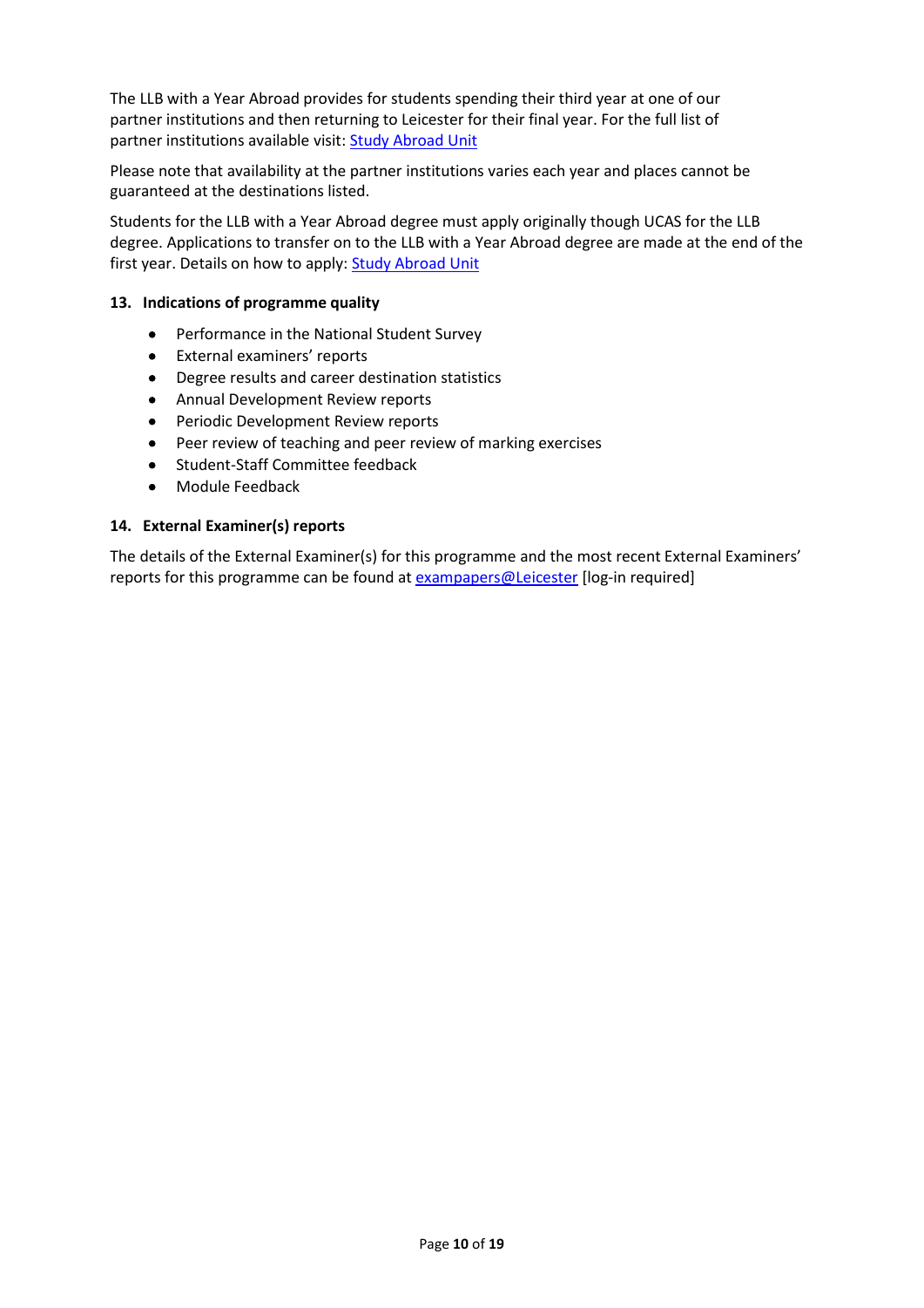The LLB with a Year Abroad provides for students spending their third year at one of our partner institutions and then returning to Leicester for their final year. For the full list of partner institutions available visit: [Study Abroad Unit]

Please note that availability at the partner institutions varies each year and places cannot be guaranteed at the destinations listed.

Students for the LLB with a Year Abroad degree must apply originally though UCAS for the LLB degree. Applications to transfer on to the LLB with a Year Abroad degree are made at the end of the first year. Details on how to apply: [Study Abroad Unit]

### 13. Indications of programme quality

- Performance in the National Student Survey
- External examiners' reports
- Degree results and career destination statistics
- Annual Development Review reports
- Periodic Development Review reports
- Peer review of teaching and peer review of marking exercises
- Student-Staff Committee feedback
- Module Feedback

### 14. External Examiner(s) reports

The details of the External Examiner(s) for this programme and the most recent External Examiners' reports for this programme can be found at [exampapers@Leicester] [log-in required]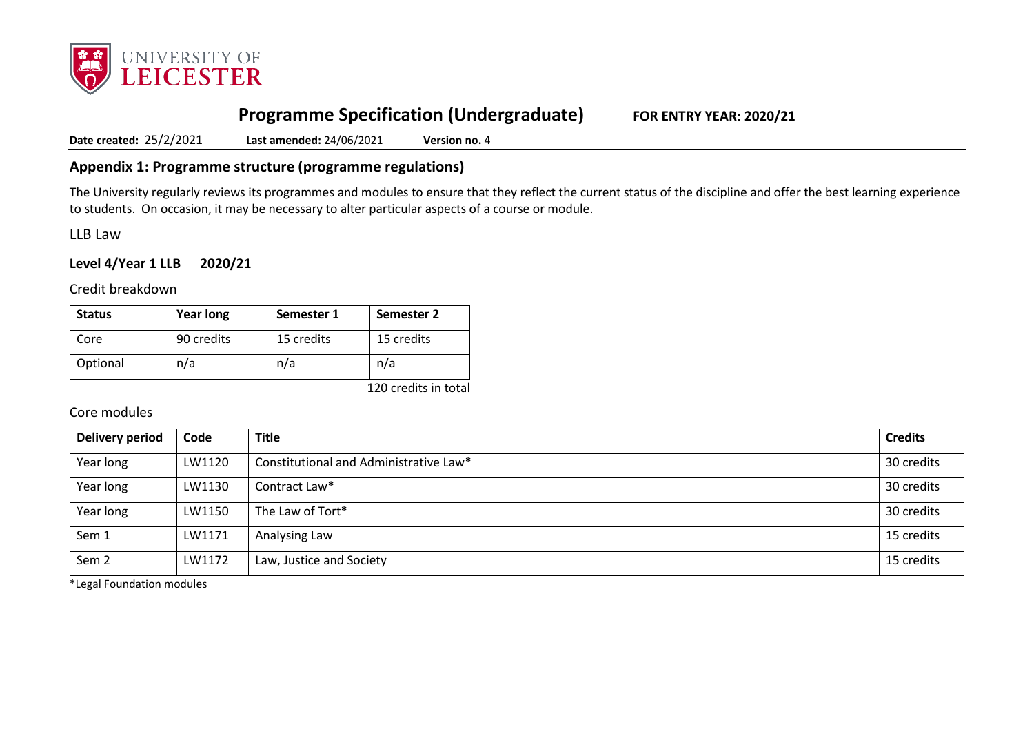# Programme Specification (Undergraduate) FOR ENTRY YEAR: 2020/21

**Date created:** 25/2/2021 **Last amended:** 24/06/2021 **Version no.** 4

## Appendix 1: Programme structure (programme regulations)

The University regularly reviews its programmes and modules to ensure that they reflect the current status of the discipline and offer the best learning experience to students. On occasion, it may be necessary to alter particular aspects of a course or module.

LLB Law

### Level 4/Year 1 LLB 2020/21

Credit breakdown

| Status | Year long | Semester 1 | Semester 2 |
|---|---|---|---|
| Core | 90 credits | 15 credits | 15 credits |
| Optional | n/a | n/a | n/a |

120 credits in total

Core modules

| Delivery period | Code | Title | Credits |
|---|---|---|---|
| Year long | LW1120 | Constitutional and Administrative Law* | 30 credits |
| Year long | LW1130 | Contract Law* | 30 credits |
| Year long | LW1150 | The Law of Tort* | 30 credits |
| Sem 1 | LW1171 | Analysing Law | 15 credits |
| Sem 2 | LW1172 | Law, Justice and Society | 15 credits |

*Legal Foundation modules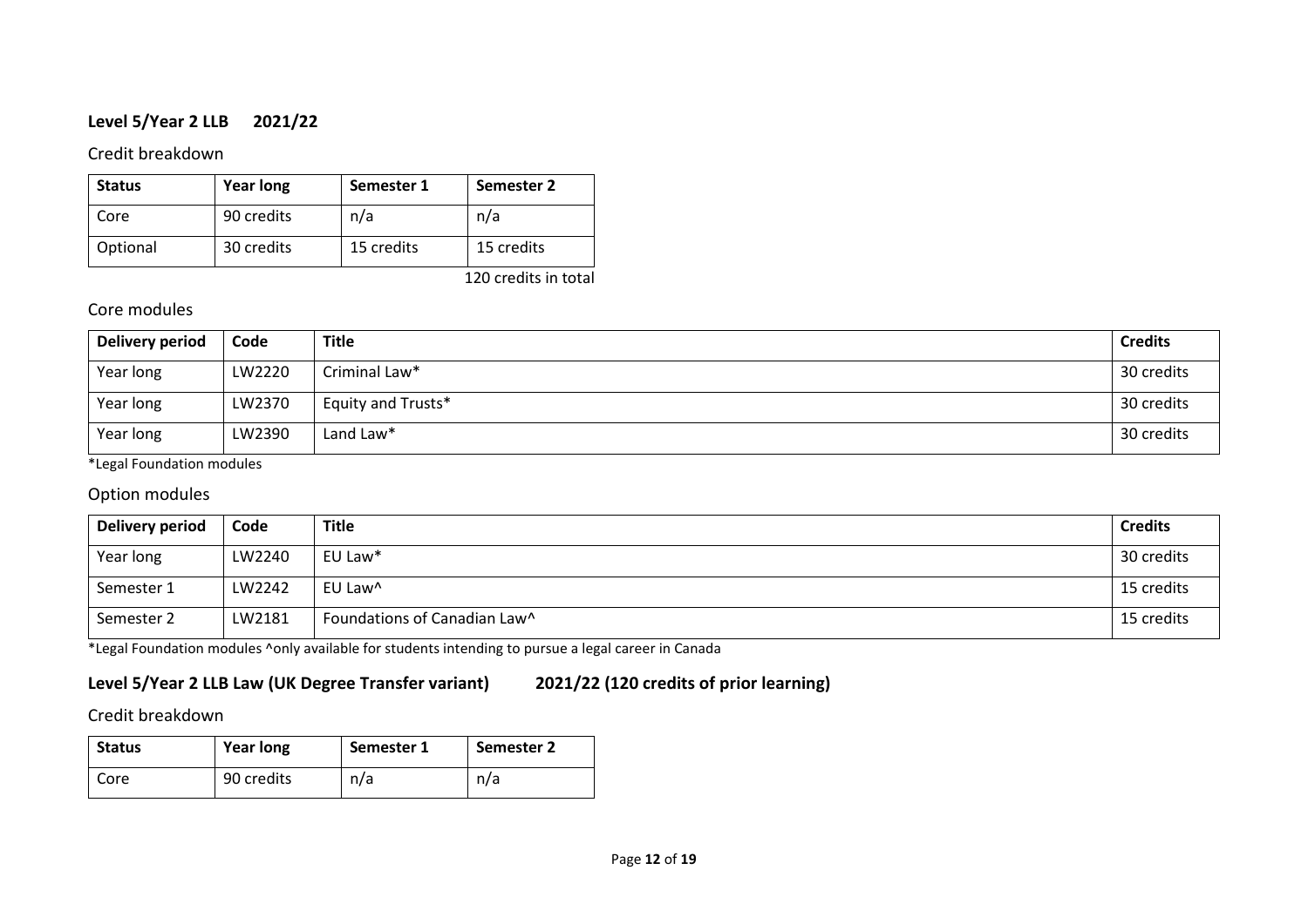## Level 5/Year 2 LLB 2021/22

### Credit breakdown

| Status | Year long | Semester 1 | Semester 2 |
|---|---|---|---|
| Core | 90 credits | n/a | n/a |
| Optional | 30 credits | 15 credits | 15 credits |

120 credits in total

### Core modules

| Delivery period | Code | Title | Credits |
|---|---|---|---|
| Year long | LW2220 | Criminal Law* | 30 credits |
| Year long | LW2370 | Equity and Trusts* | 30 credits |
| Year long | LW2390 | Land Law* | 30 credits |

*Legal Foundation modules

### Option modules

| Delivery period | Code | Title | Credits |
|---|---|---|---|
| Year long | LW2240 | EU Law* | 30 credits |
| Semester 1 | LW2242 | EU Law^ | 15 credits |
| Semester 2 | LW2181 | Foundations of Canadian Law^ | 15 credits |

*Legal Foundation modules ^only available for students intending to pursue a legal career in Canada

## Level 5/Year 2 LLB Law (UK Degree Transfer variant) 2021/22 (120 credits of prior learning)

### Credit breakdown

| Status | Year long | Semester 1 | Semester 2 |
|---|---|---|---|
| Core | 90 credits | n/a | n/a |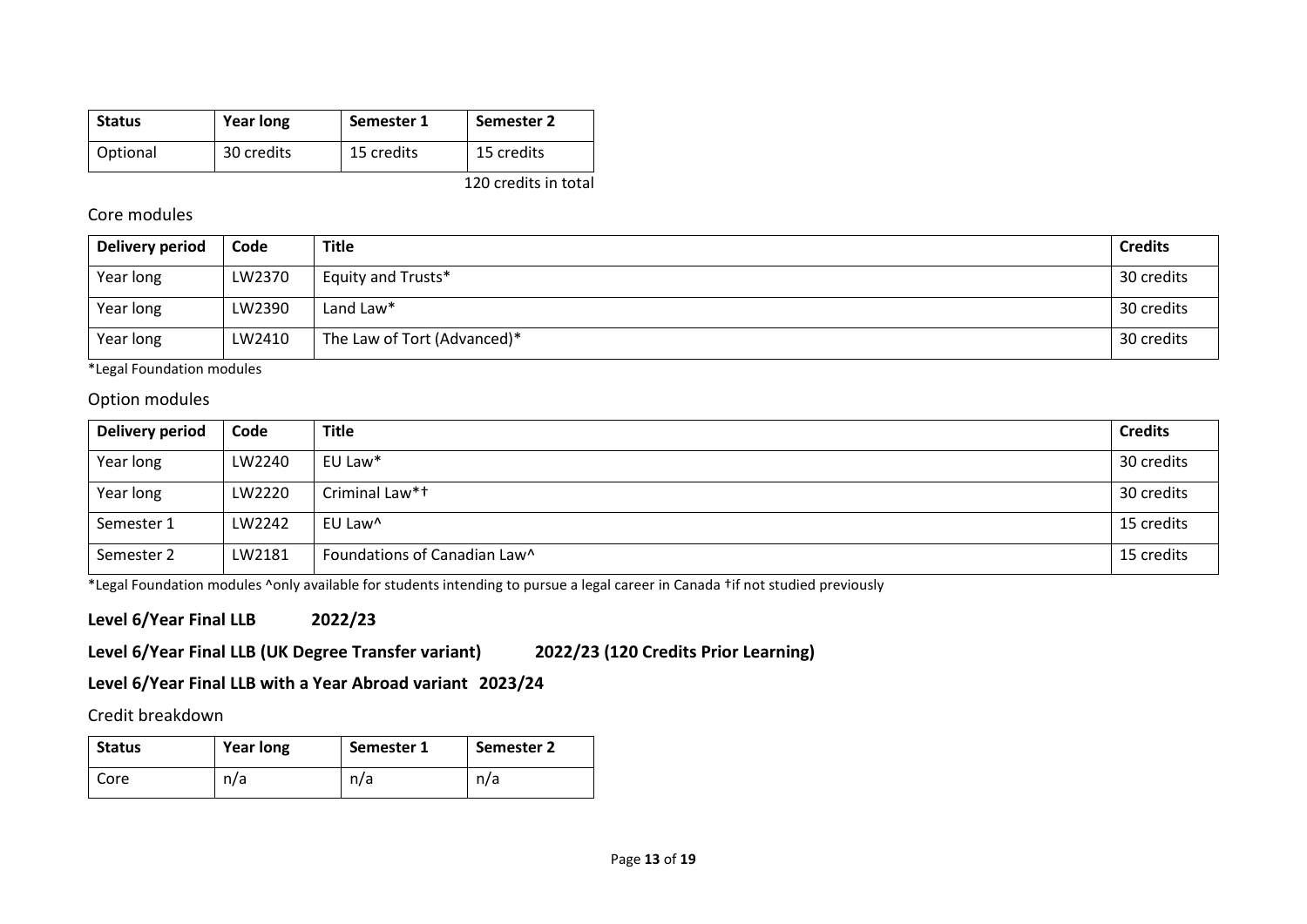| Status | Year long | Semester 1 | Semester 2 |
|---|---|---|---|
| Optional | 30 credits | 15 credits | 15 credits |

120 credits in total

## Core modules

| Delivery period | Code | Title | Credits |
|---|---|---|---|
| Year long | LW2370 | Equity and Trusts* | 30 credits |
| Year long | LW2390 | Land Law* | 30 credits |
| Year long | LW2410 | The Law of Tort (Advanced)* | 30 credits |

*Legal Foundation modules

## Option modules

| Delivery period | Code | Title | Credits |
|---|---|---|---|
| Year long | LW2240 | EU Law* | 30 credits |
| Year long | LW2220 | Criminal Law*† | 30 credits |
| Semester 1 | LW2242 | EU Law^ | 15 credits |
| Semester 2 | LW2181 | Foundations of Canadian Law^ | 15 credits |

*Legal Foundation modules ^only available for students intending to pursue a legal career in Canada †if not studied previously

**Level 6/Year Final LLB 2022/23**

**Level 6/Year Final LLB (UK Degree Transfer variant) 2022/23 (120 Credits Prior Learning)**

**Level 6/Year Final LLB with a Year Abroad variant 2023/24**

## Credit breakdown

| Status | Year long | Semester 1 | Semester 2 |
|---|---|---|---|
| Core | n/a | n/a | n/a |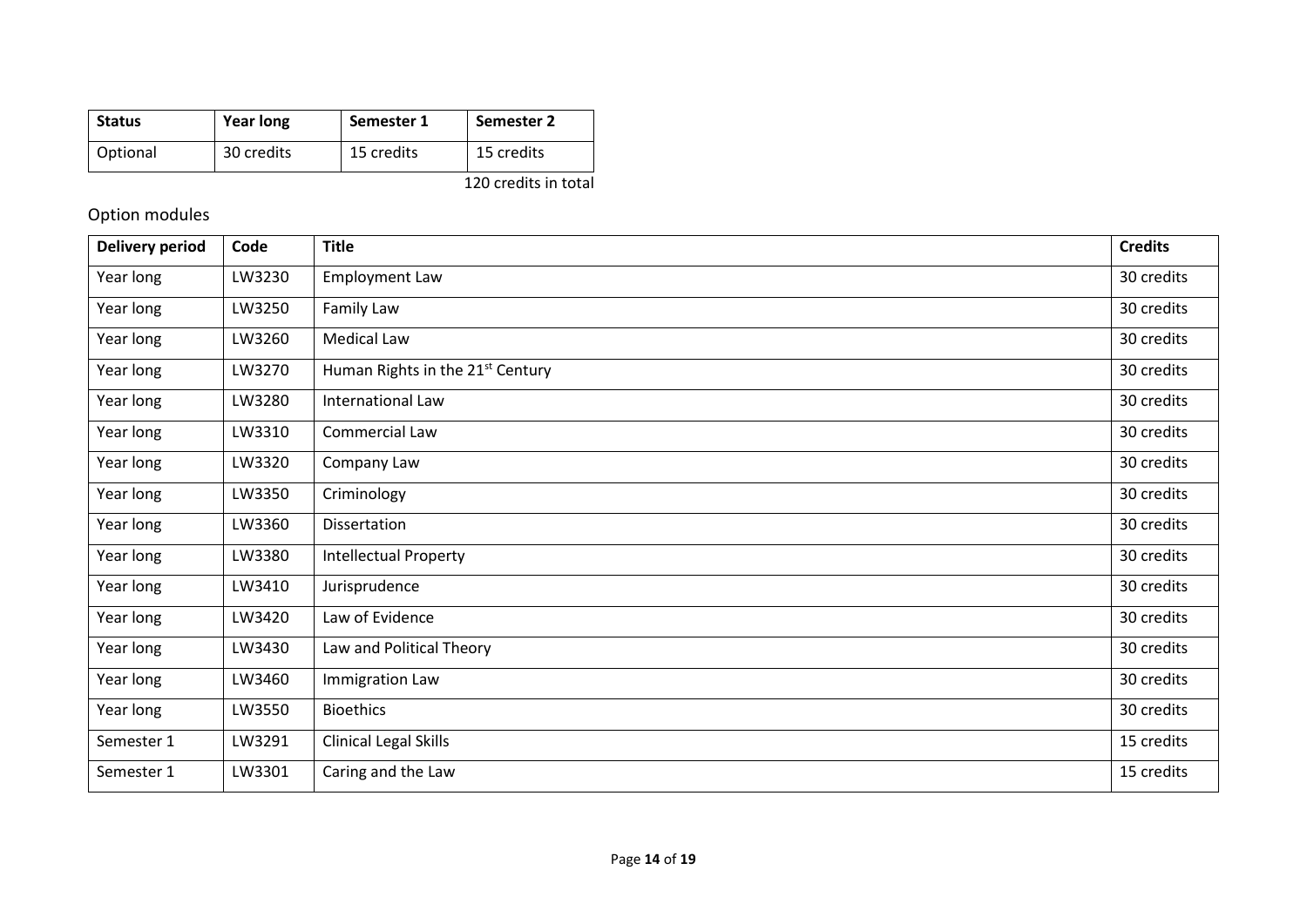| Status | Year long | Semester 1 | Semester 2 |
|---|---|---|---|
| Optional | 30 credits | 15 credits | 15 credits |

120 credits in total

## Option modules

| Delivery period | Code | Title | Credits |
|---|---|---|---|
| Year long | LW3230 | Employment Law | 30 credits |
| Year long | LW3250 | Family Law | 30 credits |
| Year long | LW3260 | Medical Law | 30 credits |
| Year long | LW3270 | Human Rights in the 21st Century | 30 credits |
| Year long | LW3280 | International Law | 30 credits |
| Year long | LW3310 | Commercial Law | 30 credits |
| Year long | LW3320 | Company Law | 30 credits |
| Year long | LW3350 | Criminology | 30 credits |
| Year long | LW3360 | Dissertation | 30 credits |
| Year long | LW3380 | Intellectual Property | 30 credits |
| Year long | LW3410 | Jurisprudence | 30 credits |
| Year long | LW3420 | Law of Evidence | 30 credits |
| Year long | LW3430 | Law and Political Theory | 30 credits |
| Year long | LW3460 | Immigration Law | 30 credits |
| Year long | LW3550 | Bioethics | 30 credits |
| Semester 1 | LW3291 | Clinical Legal Skills | 15 credits |
| Semester 1 | LW3301 | Caring and the Law | 15 credits |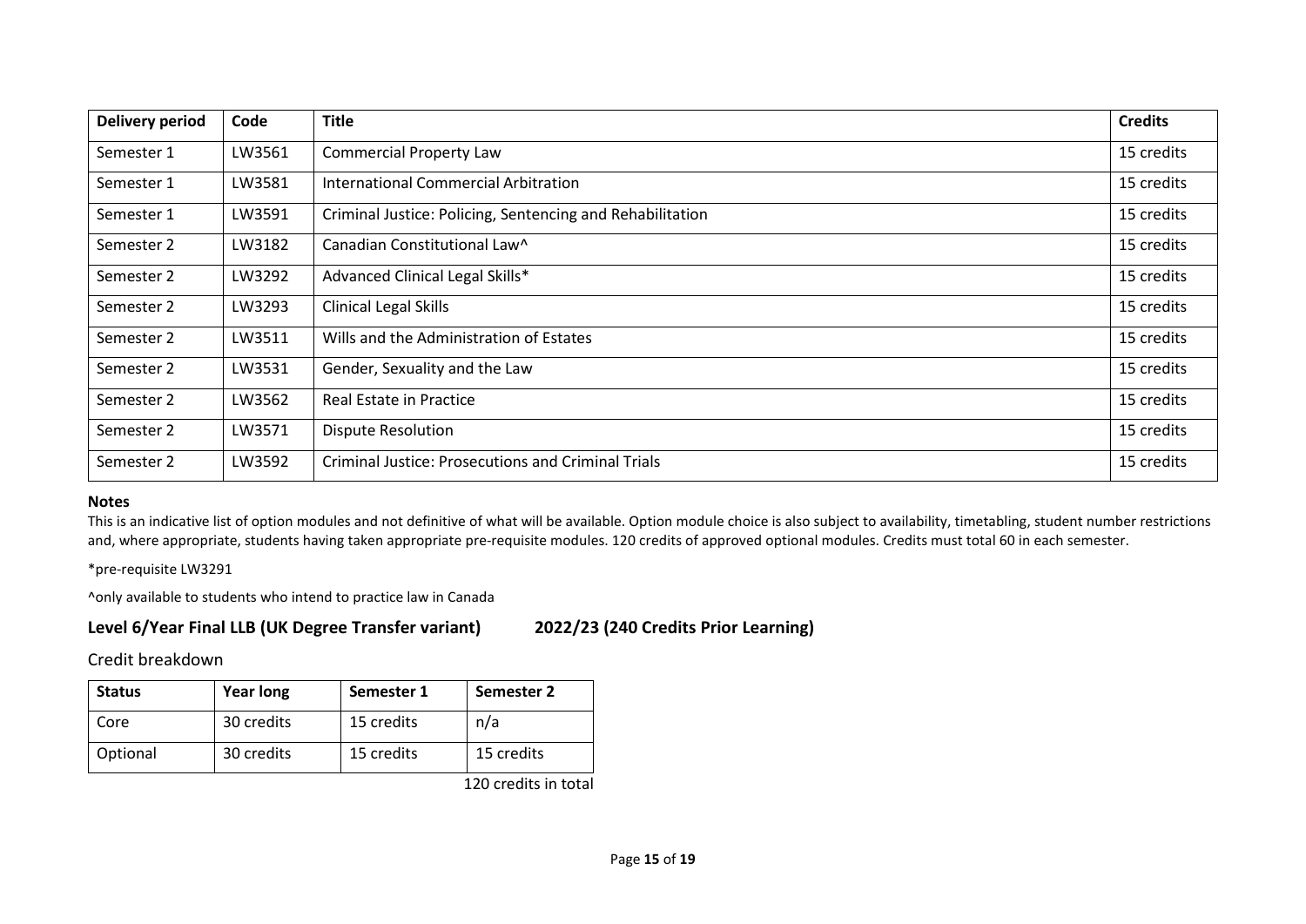| Delivery period | Code | Title | Credits |
| --- | --- | --- | --- |
| Semester 1 | LW3561 | Commercial Property Law | 15 credits |
| Semester 1 | LW3581 | International Commercial Arbitration | 15 credits |
| Semester 1 | LW3591 | Criminal Justice: Policing, Sentencing and Rehabilitation | 15 credits |
| Semester 2 | LW3182 | Canadian Constitutional Law^ | 15 credits |
| Semester 2 | LW3292 | Advanced Clinical Legal Skills* | 15 credits |
| Semester 2 | LW3293 | Clinical Legal Skills | 15 credits |
| Semester 2 | LW3511 | Wills and the Administration of Estates | 15 credits |
| Semester 2 | LW3531 | Gender, Sexuality and the Law | 15 credits |
| Semester 2 | LW3562 | Real Estate in Practice | 15 credits |
| Semester 2 | LW3571 | Dispute Resolution | 15 credits |
| Semester 2 | LW3592 | Criminal Justice: Prosecutions and Criminal Trials | 15 credits |

**Notes**

This is an indicative list of option modules and not definitive of what will be available. Option module choice is also subject to availability, timetabling, student number restrictions and, where appropriate, students having taken appropriate pre-requisite modules. 120 credits of approved optional modules. Credits must total 60 in each semester.

*pre-requisite LW3291

^only available to students who intend to practice law in Canada

## Level 6/Year Final LLB (UK Degree Transfer variant) 2022/23 (240 Credits Prior Learning)

### Credit breakdown

| Status | Year long | Semester 1 | Semester 2 |
| --- | --- | --- | --- |
| Core | 30 credits | 15 credits | n/a |
| Optional | 30 credits | 15 credits | 15 credits |

120 credits in total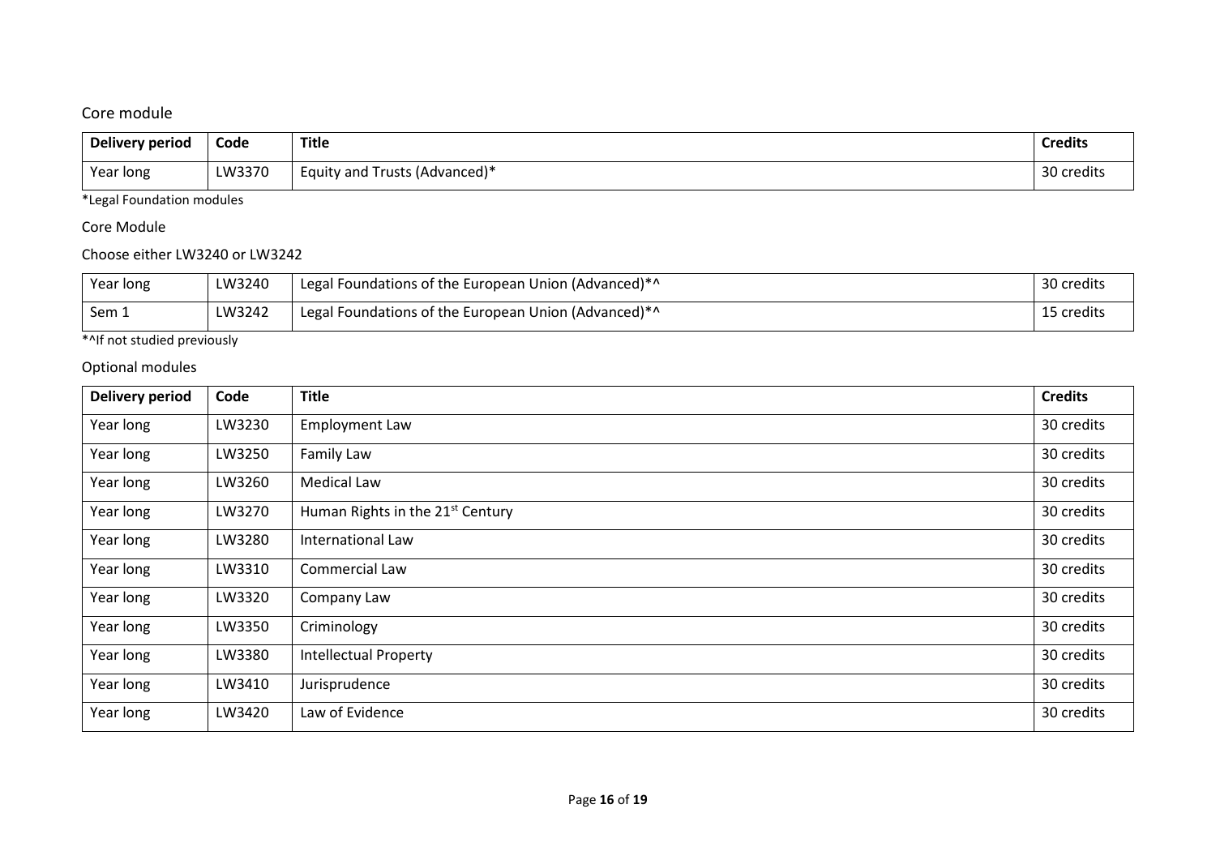Core module

| Delivery period | Code | Title | Credits |
|---|---|---|---|
| Year long | LW3370 | Equity and Trusts (Advanced)* | 30 credits |

*Legal Foundation modules

Core Module

Choose either LW3240 or LW3242

| Delivery period | Code | Title | Credits |
|---|---|---|---|
| Year long | LW3240 | Legal Foundations of the European Union (Advanced)*^ | 30 credits |
| Sem 1 | LW3242 | Legal Foundations of the European Union (Advanced)*^ | 15 credits |

*^If not studied previously

Optional modules

| Delivery period | Code | Title | Credits |
|---|---|---|---|
| Year long | LW3230 | Employment Law | 30 credits |
| Year long | LW3250 | Family Law | 30 credits |
| Year long | LW3260 | Medical Law | 30 credits |
| Year long | LW3270 | Human Rights in the 21st Century | 30 credits |
| Year long | LW3280 | International Law | 30 credits |
| Year long | LW3310 | Commercial Law | 30 credits |
| Year long | LW3320 | Company Law | 30 credits |
| Year long | LW3350 | Criminology | 30 credits |
| Year long | LW3380 | Intellectual Property | 30 credits |
| Year long | LW3410 | Jurisprudence | 30 credits |
| Year long | LW3420 | Law of Evidence | 30 credits |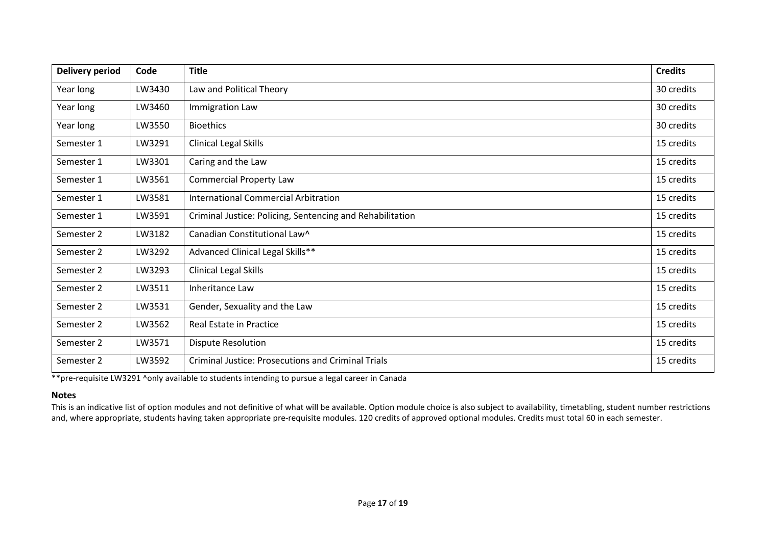| Delivery period | Code | Title | Credits |
| --- | --- | --- | --- |
| Year long | LW3430 | Law and Political Theory | 30 credits |
| Year long | LW3460 | Immigration Law | 30 credits |
| Year long | LW3550 | Bioethics | 30 credits |
| Semester 1 | LW3291 | Clinical Legal Skills | 15 credits |
| Semester 1 | LW3301 | Caring and the Law | 15 credits |
| Semester 1 | LW3561 | Commercial Property Law | 15 credits |
| Semester 1 | LW3581 | International Commercial Arbitration | 15 credits |
| Semester 1 | LW3591 | Criminal Justice: Policing, Sentencing and Rehabilitation | 15 credits |
| Semester 2 | LW3182 | Canadian Constitutional Law^ | 15 credits |
| Semester 2 | LW3292 | Advanced Clinical Legal Skills** | 15 credits |
| Semester 2 | LW3293 | Clinical Legal Skills | 15 credits |
| Semester 2 | LW3511 | Inheritance Law | 15 credits |
| Semester 2 | LW3531 | Gender, Sexuality and the Law | 15 credits |
| Semester 2 | LW3562 | Real Estate in Practice | 15 credits |
| Semester 2 | LW3571 | Dispute Resolution | 15 credits |
| Semester 2 | LW3592 | Criminal Justice: Prosecutions and Criminal Trials | 15 credits |

**pre-requisite LW3291 ^only available to students intending to pursue a legal career in Canada

**Notes**

This is an indicative list of option modules and not definitive of what will be available. Option module choice is also subject to availability, timetabling, student number restrictions and, where appropriate, students having taken appropriate pre-requisite modules. 120 credits of approved optional modules. Credits must total 60 in each semester.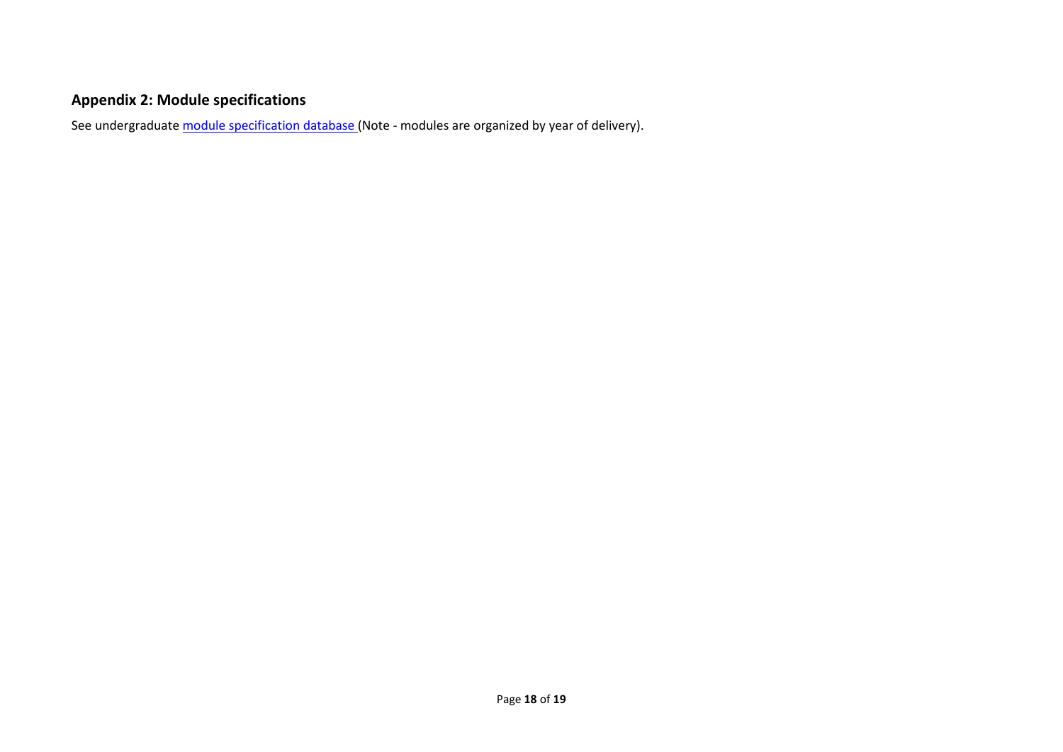## Appendix 2: Module specifications

See undergraduate module specification database (Note - modules are organized by year of delivery).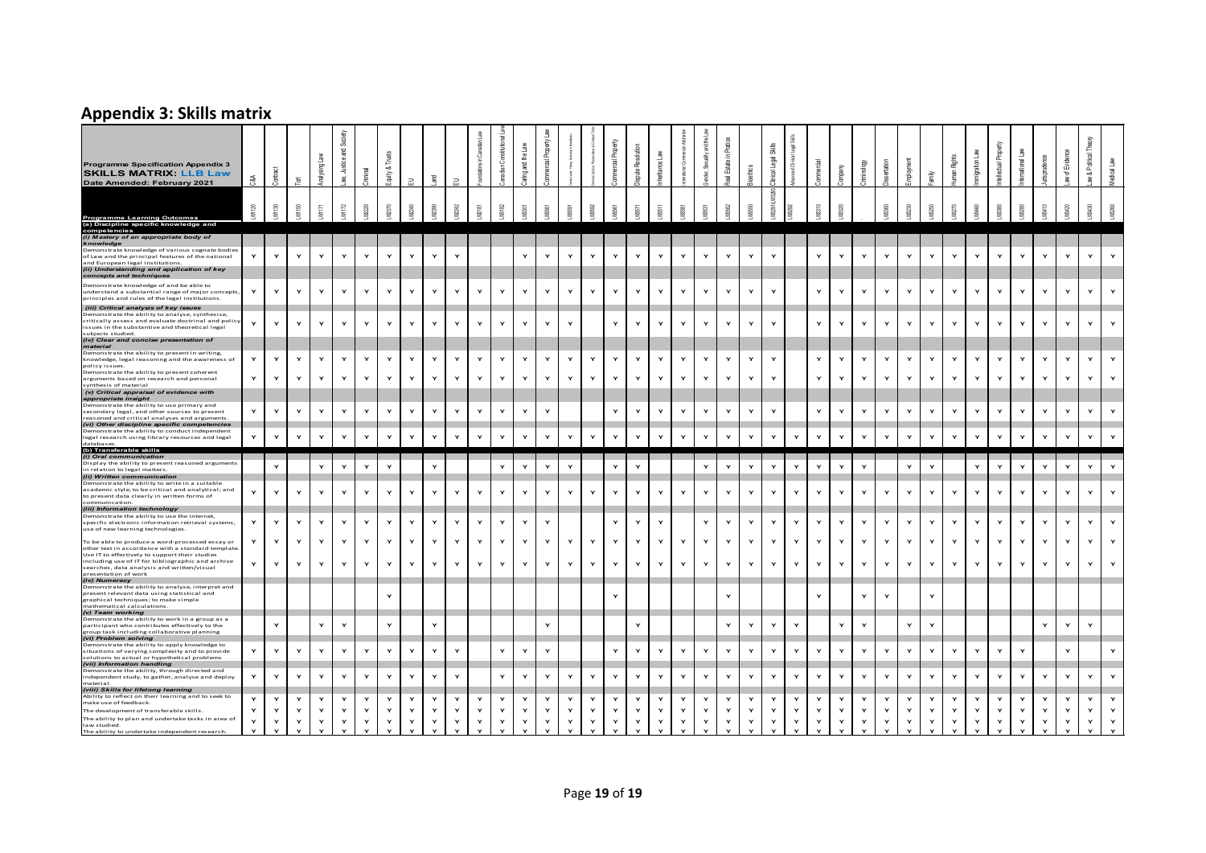## Appendix 3: Skills matrix

**Programme Specification Appendix 3**
**SKILLS MATRIX: LLB Law**
**Date Amended: February 2021**

The header of column 15 (LW3591) is too small to read and is left blank.

| Programme Learning Outcomes | C&A LW1120 | Contract LW1130 | Tort LW1150 | Analysing Law LW1171 | Law, Justice and Society LW1172 | Criminal LW2220 | Equity & Trusts LW2270 | EU LW2240 | Land LW2390 | EU LW2242 | Foundations in Canadian Law LW2181 | Canadian Constitutional Law LW3182 | Caring and the Law LW3301 | Commercial Property Law LW3501 | LW3591 | Criminal Justice: Prosecution & Criminal Trials LW3592 | Commercial Property LW3561 | Dispute Resolution LW3571 | Inheritance Law LW3511 | International Commercial Arbitration LW3581 | Gender, Sexuality and the Law LW3531 | Real Estate in Practice LW3562 | Bioethics LW3550 | Clinical Legal Skills LW3291/LW3293 | Advanced Clinical Legal Skills LW3292 | Commercial LW3310 | Company LW3320 | Criminology | Dissertation LW3360 | Employment LW3230 | Family LW3250 | Human Rights LW3270 | Immigration Law LW3460 | Intellectual Property LW3380 | International Law LW3280 | Jurisprudence LW3410 | Law of Evidence LW3420 | Law & Political Theory LW3430 | Medical Law LW3260 |
|---|---|---|---|---|---|---|---|---|---|---|---|---|---|---|---|---|---|---|---|---|---|---|---|---|---|---|---|---|---|---|---|---|---|---|---|---|---|---|---|
| **(a) Discipline specific knowledge and competencies** | | | | | | | | | | | | | | | | | | | | | | | | | | | | | | | | | | | | | | | |
| ***(i) Mastery of an appropriate body of knowledge*** | | | | | | | | | | | | | | | | | | | | | | | | | | | | | | | | | | | | | | | |
| Demonstrate knowledge of various cognate bodies of Law and the principal features of the national and European legal institutions. | Y | Y | Y | Y | Y | Y | Y | Y | Y | Y | | | Y | Y | Y | Y | Y | Y | Y | Y | Y | Y | Y | Y | | Y | Y | Y | Y | Y | Y | Y | Y | Y | Y | Y | Y | Y | Y |
| ***(ii) Understanding and application of key concepts and techniques*** | | | | | | | | | | | | | | | | | | | | | | | | | | | | | | | | | | | | | | | |
| Demonstrate knowledge of and be able to understand a substantial range of major concepts, principles and rules of the legal institutions. | Y | Y | Y | Y | Y | Y | Y | Y | Y | Y | Y | Y | Y | Y | Y | Y | Y | Y | Y | Y | Y | Y | Y | Y | | Y | Y | Y | Y | Y | Y | Y | Y | Y | Y | Y | Y | Y | Y |
| ***(iii) Critical analysis of key issues*** | | | | | | | | | | | | | | | | | | | | | | | | | | | | | | | | | | | | | | | |
| Demonstrate the ability to analyse, synthesise, critically assess and evaluate doctrinal and policy issues in the substantive and theoretical legal subjects studied. | Y | Y | Y | Y | Y | Y | Y | Y | Y | Y | Y | Y | Y | Y | Y | | Y | Y | Y | Y | Y | Y | Y | Y | | Y | Y | Y | Y | Y | Y | Y | Y | Y | Y | Y | Y | Y | Y |
| ***(iv) Clear and concise presentation of material*** | | | | | | | | | | | | | | | | | | | | | | | | | | | | | | | | | | | | | | | |
| Demonstrate the ability to present in writing, knowledge, legal reasoning and the awareness of policy issues. | Y | Y | Y | Y | Y | Y | Y | Y | Y | Y | Y | Y | Y | Y | Y | Y | Y | Y | Y | Y | Y | Y | Y | Y | | Y | Y | Y | Y | Y | Y | Y | Y | Y | Y | Y | Y | Y | Y |
| Demonstrate the ability to present coherent arguments based on research and personal synthesis of material | Y | Y | Y | Y | Y | Y | Y | Y | Y | Y | Y | Y | Y | Y | Y | Y | Y | Y | Y | Y | Y | Y | Y | Y | | Y | Y | Y | Y | Y | Y | Y | Y | Y | Y | Y | Y | Y | Y |
| ***(v) Critical appraisal of evidence with appropriate insight*** | | | | | | | | | | | | | | | | | | | | | | | | | | | | | | | | | | | | | | | |
| Demonstrate the ability to use primary and secondary legal, and other sources to present reasoned and critical analyses and arguments. | Y | Y | Y | Y | Y | Y | Y | Y | Y | Y | Y | Y | Y | Y | | | Y | Y | Y | Y | Y | Y | Y | Y | | Y | Y | Y | Y | Y | Y | Y | Y | Y | Y | Y | Y | Y | Y |
| ***(vi) Other discipline specific competencies*** | | | | | | | | | | | | | | | | | | | | | | | | | | | | | | | | | | | | | | | |
| Demonstrate the ability to conduct independent legal research using library resources and legal databases. | Y | Y | Y | Y | Y | Y | Y | Y | Y | Y | Y | Y | Y | Y | Y | Y | Y | Y | Y | Y | Y | Y | Y | Y | Y | Y | Y | Y | Y | Y | Y | Y | Y | Y | Y | Y | Y | Y | Y |
| **(b) Transferable skills** | | | | | | | | | | | | | | | | | | | | | | | | | | | | | | | | | | | | | | | |
| ***(i) Oral communication*** | | | | | | | | | | | | | | | | | | | | | | | | | | | | | | | | | | | | | | | |
| Display the ability to present reasoned arguments in relation to legal matters. | | Y | | Y | Y | Y | Y | | Y | | | Y | Y | Y | Y | | Y | Y | | | Y | Y | Y | Y | Y | Y | Y | Y | | Y | Y | | Y | Y | Y | Y | Y | Y | Y |
| ***(ii) Written communication*** | | | | | | | | | | | | | | | | | | | | | | | | | | | | | | | | | | | | | | | |
| Demonstrate the ability to write in a suitable academic style; to be critical and analytical; and to present data clearly in written forms of communication. | Y | Y | Y | Y | Y | Y | Y | Y | Y | Y | Y | Y | Y | Y | Y | Y | Y | Y | Y | Y | Y | Y | Y | Y | Y | Y | Y | Y | Y | Y | Y | Y | Y | Y | Y | Y | Y | Y | Y |
| ***(iii) Information technology*** | | | | | | | | | | | | | | | | | | | | | | | | | | | | | | | | | | | | | | | |
| Demonstrate the ability to use the internet, specific electronic information retrieval systems, use of new learning technologies. | Y | Y | Y | Y | Y | Y | Y | Y | Y | Y | Y | Y | Y | Y | | | Y | Y | Y | | Y | Y | Y | Y | Y | Y | Y | Y | Y | Y | Y | Y | Y | Y | Y | Y | Y | Y | Y |
| To be able to produce a word-processed essay or other text in accordance with a standard template. | Y | Y | Y | Y | Y | Y | Y | Y | Y | Y | Y | Y | Y | Y | Y | Y | Y | Y | Y | Y | Y | Y | Y | Y | Y | Y | Y | Y | Y | Y | Y | Y | Y | Y | Y | Y | Y | Y | Y |
| Use IT to effectively to support their studies including use of IT for bibliographic and archive searches, data analysis and written/visual presentation of work | Y | Y | Y | Y | Y | Y | Y | Y | Y | Y | Y | Y | Y | Y | Y | Y | Y | Y | Y | Y | Y | Y | Y | Y | Y | Y | Y | Y | Y | Y | Y | Y | Y | Y | Y | Y | Y | Y | Y |
| ***(iv) Numeracy*** | | | | | | | | | | | | | | | | | | | | | | | | | | | | | | | | | | | | | | | |
| Demonstrate the ability to analyse, interpret and present relevant data using statistical and graphical techniques; to make simple mathematical calculations. | | | | | | | Y | | | | | | | | | | Y | | | | | Y | | | | Y | | Y | Y | | Y | | | | | | | | |
| ***(v) Team working*** | | | | | | | | | | | | | | | | | | | | | | | | | | | | | | | | | | | | | | | |
| Demonstrate the ability to work in a group as a participant who contributes effectively to the group task including collaborative planning | | Y | | Y | Y | | Y | | Y | | | | | Y | | | | Y | | | | Y | Y | Y | Y | | Y | Y | | Y | Y | | | | | Y | Y | Y | |
| ***(vi) Problem solving*** | | | | | | | | | | | | | | | | | | | | | | | | | | | | | | | | | | | | | | | |
| Demonstrate the ability to apply knowledge to situations of varying complexity and to provide solutions to actual or hypothetical problems | Y | Y | Y | Y | Y | Y | Y | Y | Y | Y | | Y | Y | Y | | | Y | Y | Y | Y | Y | Y | Y | Y | Y | Y | Y | Y | Y | Y | Y | Y | Y | Y | Y | | Y | | Y |
| ***(vii) Information handling*** | | | | | | | | | | | | | | | | | | | | | | | | | | | | | | | | | | | | | | | |
| Demonstrate the ability, through directed and independent study, to gather, analyse and deploy material. | Y | Y | Y | Y | Y | Y | Y | Y | Y | Y | | Y | Y | Y | Y | Y | Y | Y | Y | Y | Y | Y | Y | Y | Y | Y | Y | Y | Y | Y | Y | Y | Y | Y | Y | Y | Y | Y | Y |
| ***(viii) Skills for lifelong learning*** | | | | | | | | | | | | | | | | | | | | | | | | | | | | | | | | | | | | | | | |
| Ability to reflect on their learning and to seek to make use of feedback. | Y | Y | Y | Y | Y | Y | Y | Y | Y | Y | Y | Y | Y | Y | Y | Y | Y | Y | Y | Y | Y | Y | Y | Y | Y | Y | Y | Y | Y | Y | Y | Y | Y | Y | Y | Y | Y | Y | Y |
| The development of transferable skills. | Y | Y | Y | Y | Y | Y | Y | Y | Y | Y | Y | Y | Y | Y | Y | Y | Y | Y | Y | Y | Y | Y | Y | Y | Y | Y | Y | Y | Y | Y | Y | Y | Y | Y | Y | Y | Y | Y | Y |
| The ability to plan and undertake tasks in area of law studied. | Y | Y | Y | Y | Y | Y | Y | Y | Y | Y | Y | Y | Y | Y | Y | Y | Y | Y | Y | Y | Y | Y | Y | Y | Y | Y | Y | Y | Y | Y | Y | Y | Y | Y | Y | Y | Y | Y | Y |
| The ability to undertake independent research. | Y | Y | Y | Y | Y | Y | Y | Y | Y | Y | Y | Y | Y | Y | Y | Y | Y | Y | Y | Y | Y | Y | Y | Y | Y | Y | Y | Y | Y | Y | Y | Y | Y | Y | Y | Y | Y | Y | Y |